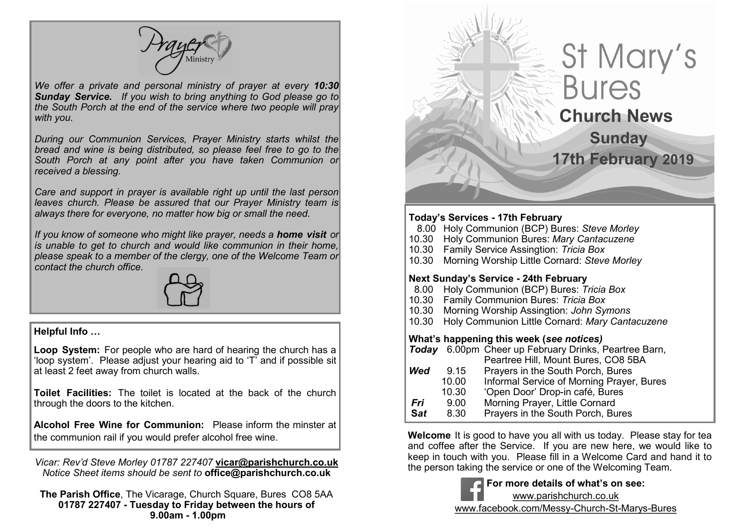Prayer Ministry

*We offer a private and personal ministry of prayer at every **10:30 Sunday Service.** If you wish to bring anything to God please go to the South Porch at the end of the service where two people will pray with you.*

*During our Communion Services, Prayer Ministry starts whilst the bread and wine is being distributed, so please feel free to go to the South Porch at any point after you have taken Communion or received a blessing.*

*Care and support in prayer is available right up until the last person leaves church. Please be assured that our Prayer Ministry team is always there for everyone, no matter how big or small the need.*

*If you know of someone who might like prayer, needs a **home visit** or is unable to get to church and would like communion in their home, please speak to a member of the clergy, one of the Welcome Team or contact the church office.*

**Helpful Info …**

**Loop System:** For people who are hard of hearing the church has a 'loop system'. Please adjust your hearing aid to 'T' and if possible sit at least 2 feet away from church walls.

**Toilet Facilities:** The toilet is located at the back of the church through the doors to the kitchen.

**Alcohol Free Wine for Communion:** Please inform the minster at the communion rail if you would prefer alcohol free wine.

*Vicar: Rev'd Steve Morley 01787 227407* **vicar@parishchurch.co.uk**
*Notice Sheet items should be sent to* **office@parishchurch.co.uk**

**The Parish Office**, The Vicarage, Church Square, Bures CO8 5AA
**01787 227407 - Tuesday to Friday between the hours of 9.00am - 1.00pm**

# St Mary's Bures

## Church News

## Sunday 17th February 2019

**Today's Services - 17th February**

8.00 Holy Communion (BCP) Bures: *Steve Morley*
10.30 Holy Communion Bures: *Mary Cantacuzene*
10.30 Family Service Assingtion: *Tricia Box*
10.30 Morning Worship Little Cornard: *Steve Morley*

**Next Sunday's Service - 24th February**

8.00 Holy Communion (BCP) Bures: *Tricia Box*
10.30 Family Communion Bures: *Tricia Box*
10.30 Morning Worship Assingtion: *John Symons*
10.30 Holy Communion Little Cornard: *Mary Cantacuzene*

**What's happening this week (*see notices)***

| | | |
|---|---|---|
| ***Today*** | 6.00pm | Cheer up February Drinks, Peartree Barn, Peartree Hill, Mount Bures, CO8 5BA |
| ***Wed*** | 9.15 | Prayers in the South Porch, Bures |
| | 10.00 | Informal Service of Morning Prayer, Bures |
| | 10.30 | 'Open Door' Drop-in café, Bures |
| ***Fri*** | 9.00 | Morning Prayer, Little Cornard |
| ***Sat*** | 8.30 | Prayers in the South Porch, Bures |

**Welcome** It is good to have you all with us today. Please stay for tea and coffee after the Service. If you are new here, we would like to keep in touch with you. Please fill in a Welcome Card and hand it to the person taking the service or one of the Welcoming Team.

**For more details of what's on see:**
www.parishchurch.co.uk
www.facebook.com/Messy-Church-St-Marys-Bures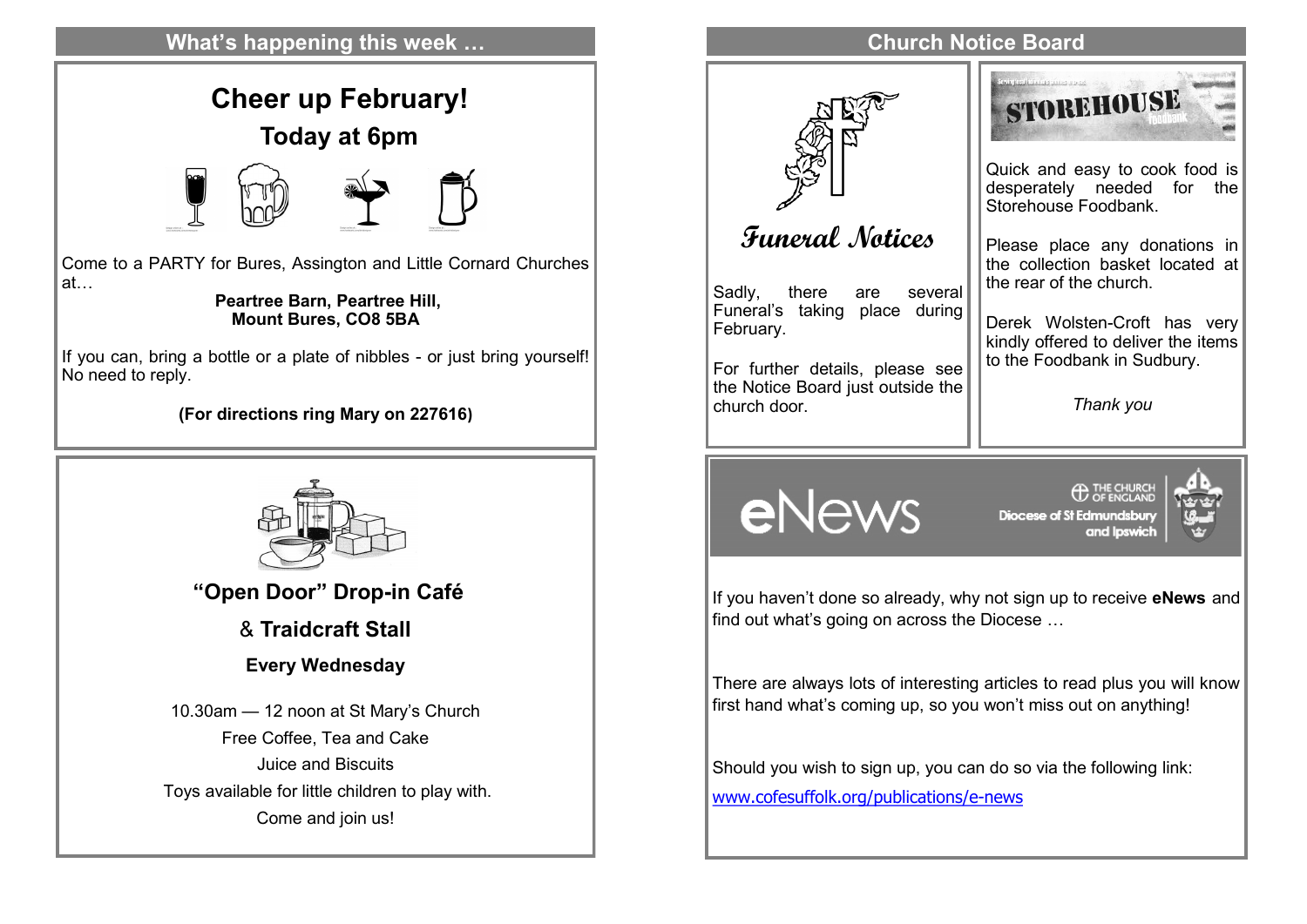## What's happening this week …

### Cheer up February!

### Today at 6pm

Come to a PARTY for Bures, Assington and Little Cornard Churches at…

**Peartree Barn, Peartree Hill, Mount Bures, CO8 5BA**

If you can, bring a bottle or a plate of nibbles - or just bring yourself! No need to reply.

**(For directions ring Mary on 227616)**

### "Open Door" Drop-in Café

### & Traidcraft Stall

**Every Wednesday**

10.30am — 12 noon at St Mary's Church
Free Coffee, Tea and Cake
Juice and Biscuits
Toys available for little children to play with.
Come and join us!

## Church Notice Board

### Funeral Notices

Sadly, there are several Funeral's taking place during February.

For further details, please see the Notice Board just outside the church door.

### STOREHOUSE Foodbank

Quick and easy to cook food is desperately needed for the Storehouse Foodbank.

Please place any donations in the collection basket located at the rear of the church.

Derek Wolsten-Croft has very kindly offered to deliver the items to the Foodbank in Sudbury.

*Thank you*

### eNews

The Church of England
Diocese of St Edmundsbury and Ipswich

If you haven't done so already, why not sign up to receive **eNews** and find out what's going on across the Diocese …

There are always lots of interesting articles to read plus you will know first hand what's coming up, so you won't miss out on anything!

Should you wish to sign up, you can do so via the following link:

www.cofesuffolk.org/publications/e-news